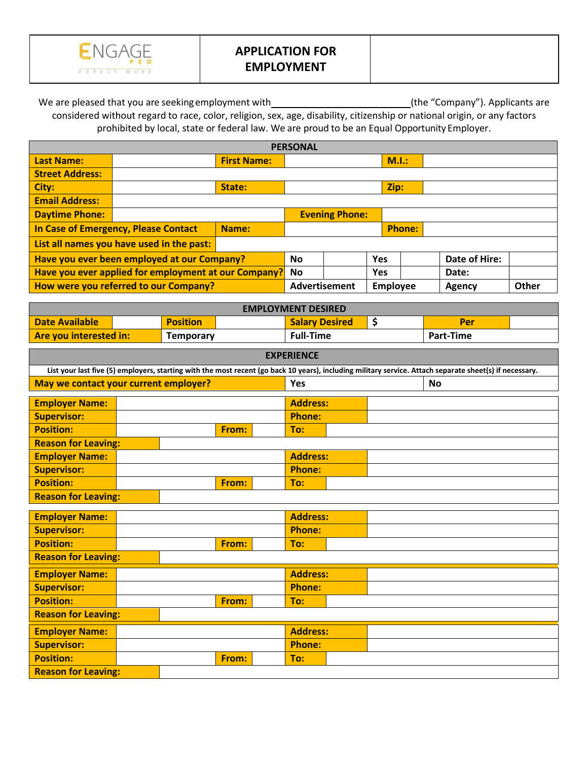ENGAGE PEO
EXPECT MORE

# APPLICATION FOR EMPLOYMENT

We are pleased that you are seeking employment with ______________________ (the "Company"). Applicants are considered without regard to race, color, religion, sex, age, disability, citizenship or national origin, or any factors prohibited by local, state or federal law. We are proud to be an Equal Opportunity Employer.

## PERSONAL

| | | | | | |
|---|---|---|---|---|---|
| **Last Name:** | | **First Name:** | | **M.I.:** | |
| **Street Address:** | | | | | |
| **City:** | | **State:** | | **Zip:** | |
| **Email Address:** | | | | | |
| **Daytime Phone:** | | **Evening Phone:** | | | |
| **In Case of Emergency, Please Contact** | | **Name:** | | **Phone:** | |
| **List all names you have used in the past:** | | | | | |

| | | | | | | |
|---|---|---|---|---|---|---|
| **Have you ever been employed at our Company?** | No | | Yes | | Date of Hire: | |
| **Have you ever applied for employment at our Company?** | No | | Yes | | Date: | |
| **How were you referred to our Company?** | Advertisement | | Employee | | Agency | Other |

## EMPLOYMENT DESIRED

| | | | | | | | |
|---|---|---|---|---|---|---|---|
| **Date Available** | | **Position** | | **Salary Desired** | $ | **Per** | |
| **Are you interested in:** | | Temporary | | Full-Time | | Part-Time | |

## EXPERIENCE

List your last five (5) employers, starting with the most recent (go back 10 years), including military service. Attach separate sheet(s) if necessary.

| | | |
|---|---|---|
| **May we contact your current employer?** | Yes | No |

| | | | | | |
|---|---|---|---|---|---|
| **Employer Name:** | | | **Address:** | | |
| **Supervisor:** | | | **Phone:** | | |
| **Position:** | | **From:** | | **To:** | |
| **Reason for Leaving:** | | | | | |
| **Employer Name:** | | | **Address:** | | |
| **Supervisor:** | | | **Phone:** | | |
| **Position:** | | **From:** | | **To:** | |
| **Reason for Leaving:** | | | | | |

| | | | | | |
|---|---|---|---|---|---|
| **Employer Name:** | | | **Address:** | | |
| **Supervisor:** | | | **Phone:** | | |
| **Position:** | | **From:** | | **To:** | |
| **Reason for Leaving:** | | | | | |
| **Employer Name:** | | | **Address:** | | |
| **Supervisor:** | | | **Phone:** | | |
| **Position:** | | **From:** | | **To:** | |
| **Reason for Leaving:** | | | | | |
| **Employer Name:** | | | **Address:** | | |
| **Supervisor:** | | | **Phone:** | | |
| **Position:** | | **From:** | | **To:** | |
| **Reason for Leaving:** | | | | | |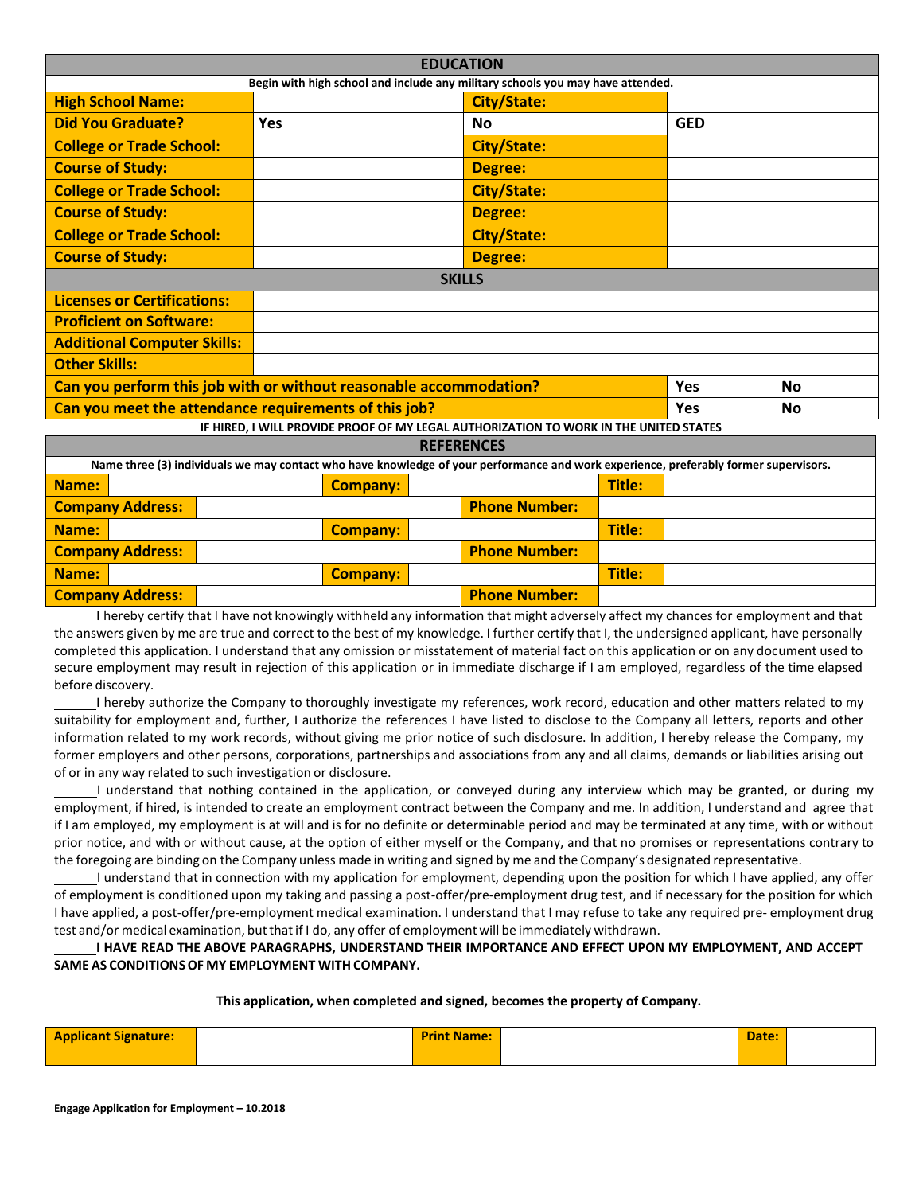## EDUCATION

**Begin with high school and include any military schools you may have attended.**

| | | | |
|---|---|---|---|
| **High School Name:** | | **City/State:** | |
| **Did You Graduate?** | **Yes** | **No** | **GED** |
| **College or Trade School:** | | **City/State:** | |
| **Course of Study:** | | **Degree:** | |
| **College or Trade School:** | | **City/State:** | |
| **Course of Study:** | | **Degree:** | |
| **College or Trade School:** | | **City/State:** | |
| **Course of Study:** | | **Degree:** | |

## SKILLS

| | |
|---|---|
| **Licenses or Certifications:** | |
| **Proficient on Software:** | |
| **Additional Computer Skills:** | |
| **Other Skills:** | |

| | | |
|---|---|---|
| **Can you perform this job with or without reasonable accommodation?** | **Yes** | **No** |
| **Can you meet the attendance requirements of this job?** | **Yes** | **No** |

**IF HIRED, I WILL PROVIDE PROOF OF MY LEGAL AUTHORIZATION TO WORK IN THE UNITED STATES**

## REFERENCES

**Name three (3) individuals we may contact who have knowledge of your performance and work experience, preferably former supervisors.**

| | | | | | |
|---|---|---|---|---|---|
| **Name:** | | **Company:** | | **Title:** | |
| **Company Address:** | | | **Phone Number:** | | |
| **Name:** | | **Company:** | | **Title:** | |
| **Company Address:** | | | **Phone Number:** | | |
| **Name:** | | **Company:** | | **Title:** | |
| **Company Address:** | | | **Phone Number:** | | |

______I hereby certify that I have not knowingly withheld any information that might adversely affect my chances for employment and that the answers given by me are true and correct to the best of my knowledge. I further certify that I, the undersigned applicant, have personally completed this application. I understand that any omission or misstatement of material fact on this application or on any document used to secure employment may result in rejection of this application or in immediate discharge if I am employed, regardless of the time elapsed before discovery.

______I hereby authorize the Company to thoroughly investigate my references, work record, education and other matters related to my suitability for employment and, further, I authorize the references I have listed to disclose to the Company all letters, reports and other information related to my work records, without giving me prior notice of such disclosure. In addition, I hereby release the Company, my former employers and other persons, corporations, partnerships and associations from any and all claims, demands or liabilities arising out of or in any way related to such investigation or disclosure.

______I understand that nothing contained in the application, or conveyed during any interview which may be granted, or during my employment, if hired, is intended to create an employment contract between the Company and me. In addition, I understand and agree that if I am employed, my employment is at will and is for no definite or determinable period and may be terminated at any time, with or without prior notice, and with or without cause, at the option of either myself or the Company, and that no promises or representations contrary to the foregoing are binding on the Company unless made in writing and signed by me and the Company's designated representative.

______I understand that in connection with my application for employment, depending upon the position for which I have applied, any offer of employment is conditioned upon my taking and passing a post-offer/pre-employment drug test, and if necessary for the position for which I have applied, a post-offer/pre-employment medical examination. I understand that I may refuse to take any required pre- employment drug test and/or medical examination, but that if I do, any offer of employment will be immediately withdrawn.

______**I HAVE READ THE ABOVE PARAGRAPHS, UNDERSTAND THEIR IMPORTANCE AND EFFECT UPON MY EMPLOYMENT, AND ACCEPT SAME AS CONDITIONS OF MY EMPLOYMENT WITH COMPANY.**

**This application, when completed and signed, becomes the property of Company.**

| | | | | | |
|---|---|---|---|---|---|
| **Applicant Signature:** | | **Print Name:** | | **Date:** | |

**Engage Application for Employment – 10.2018**